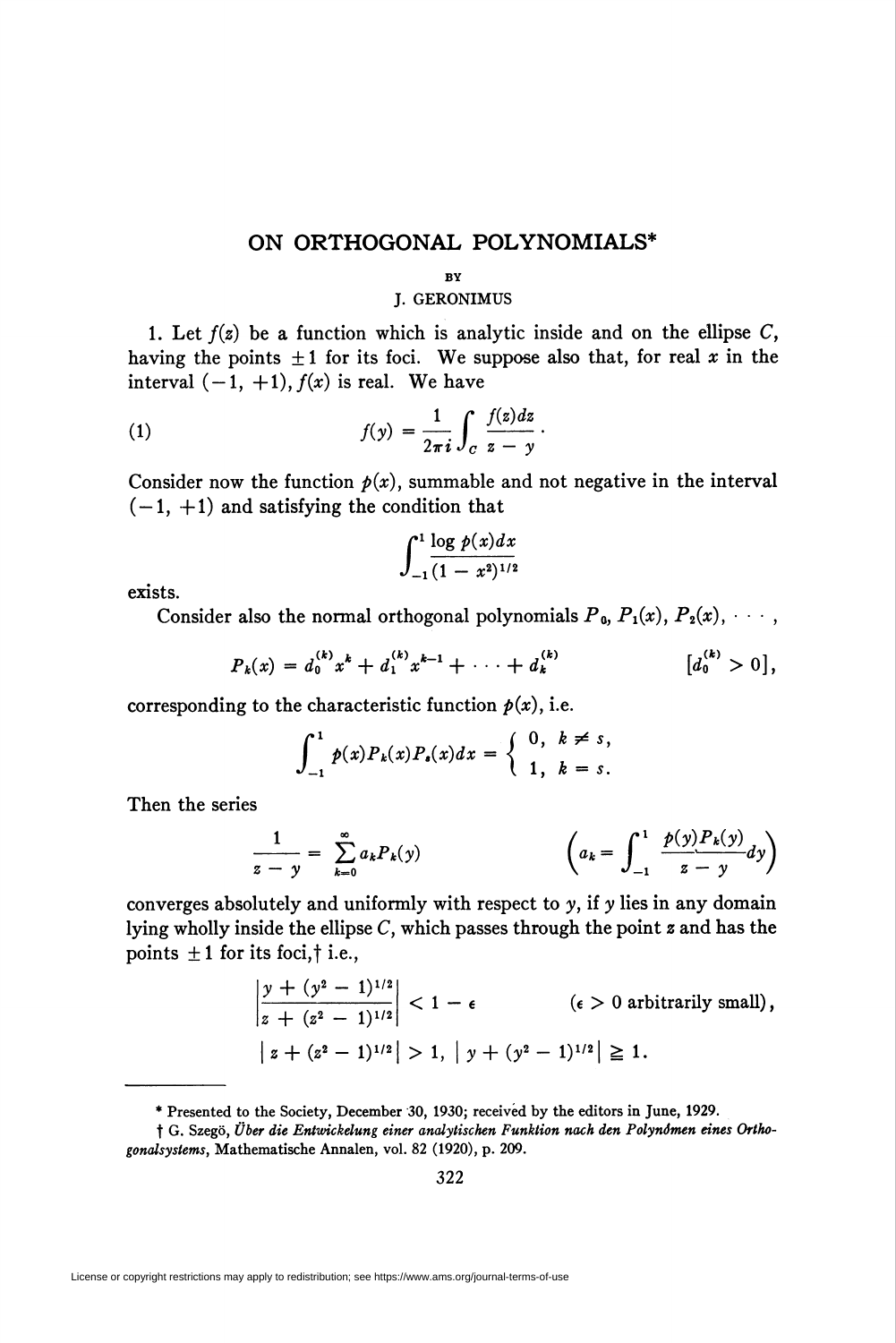# ON ORTHOGONAL POLYNOMIALS*

BY

J. GERONIMUS

1. Let $f(z)$ be a function which is analytic inside and on the ellipse $C$, having the points $\pm 1$ for its foci. We suppose also that, for real $x$ in the interval $(-1, +1)$, $f(x)$ is real. We have

$$f(y) = \frac{1}{2\pi i}\int_C \frac{f(z)dz}{z-y}. \tag{1}$$

Consider now the function $p(x)$, summable and not negative in the interval $(-1, +1)$ and satisfying the condition that

$$\int_{-1}^{1} \frac{\log p(x)dx}{(1-x^2)^{1/2}}$$

exists.

Consider also the normal orthogonal polynomials $P_0, P_1(x), P_2(x), \cdots,$

$$P_k(x) = d_0^{(k)}x^k + d_1^{(k)}x^{k-1} + \cdots + d_k^{(k)} \qquad [d_0^{(k)} > 0],$$

corresponding to the characteristic function $p(x)$, i.e.

$$\int_{-1}^{1} p(x)P_k(x)P_s(x)dx = \begin{cases} 0, & k \neq s, \\ 1, & k = s. \end{cases}$$

Then the series

$$\frac{1}{z-y} = \sum_{k=0}^{\infty} a_k P_k(y) \qquad \left(a_k = \int_{-1}^{1} \frac{p(y)P_k(y)}{z-y}dy\right)$$

converges absolutely and uniformly with respect to $y$, if $y$ lies in any domain lying wholly inside the ellipse $C$, which passes through the point $z$ and has the points $\pm 1$ for its foci,† i.e.,

$$\left|\frac{y+(y^2-1)^{1/2}}{z+(z^2-1)^{1/2}}\right| < 1-\epsilon \qquad (\epsilon > 0 \text{ arbitrarily small}),$$

$$|z+(z^2-1)^{1/2}| > 1, \ |y+(y^2-1)^{1/2}| \geqq 1.$$

---

* Presented to the Society, December 30, 1930; received by the editors in June, 1929.

† G. Szegö, *Über die Entwickelung einer analytischen Funktion nach den Polynömen eines Orthogonalsystems*, Mathematische Annalen, vol. 82 (1920), p. 209.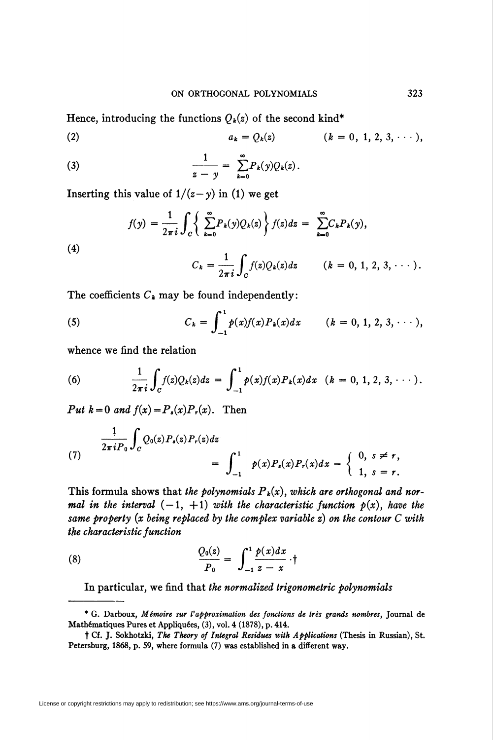Hence, introducing the functions $Q_k(z)$ of the second kind*

$$a_k = Q_k(z) \qquad (k = 0, 1, 2, 3, \cdots), \tag{2}$$

$$\frac{1}{z-y} = \sum_{k=0}^{\infty} P_k(y)Q_k(z). \tag{3}$$

Inserting this value of $1/(z-y)$ in (1) we get

$$\begin{aligned} f(y) &= \frac{1}{2\pi i}\int_C \left\{ \sum_{k=0}^{\infty} P_k(y)Q_k(z) \right\} f(z)dz = \sum_{k=0}^{\infty} C_k P_k(y), \\ C_k &= \frac{1}{2\pi i}\int_C f(z)Q_k(z)dz \qquad (k = 0, 1, 2, 3, \cdots). \end{aligned} \tag{4}$$

The coefficients $C_k$ may be found independently:

$$C_k = \int_{-1}^{1} p(x)f(x)P_k(x)dx \qquad (k = 0, 1, 2, 3, \cdots), \tag{5}$$

whence we find the relation

$$\frac{1}{2\pi i}\int_C f(z)Q_k(z)dz = \int_{-1}^{1} p(x)f(x)P_k(x)dx \quad (k = 0, 1, 2, 3, \cdots). \tag{6}$$

*Put* $k=0$ *and* $f(x)=P_s(x)P_r(x)$. Then

$$\begin{aligned} &\frac{1}{2\pi i P_0}\int_C Q_0(z)P_s(z)P_r(z)dz \\ &\qquad = \int_{-1}^{1} p(x)P_s(x)P_r(x)dx = \begin{cases} 0, & s \neq r, \\ 1, & s = r. \end{cases} \end{aligned} \tag{7}$$

This formula shows that *the polynomials* $P_k(x)$, *which are orthogonal and normal in the interval* $(-1, +1)$ *with the characteristic function* $p(x)$, *have the same property* ($x$ *being replaced by the complex variable* $z$) *on the contour* $C$ *with the characteristic function*

$$\frac{Q_0(z)}{P_0} = \int_{-1}^{1} \frac{p(x)dx}{z-x} \cdot \dagger \tag{8}$$

In particular, we find that *the normalized trigonometric polynomials*

---

\* G. Darboux, *Mémoire sur l'approximation des fonctions de très grands nombres*, Journal de Mathématiques Pures et Appliquées, (3), vol. 4 (1878), p. 414.

† Cf. J. Sokhotzki, *The Theory of Integral Residues with Applications* (Thesis in Russian), St. Petersburg, 1868, p. 59, where formula (7) was established in a different way.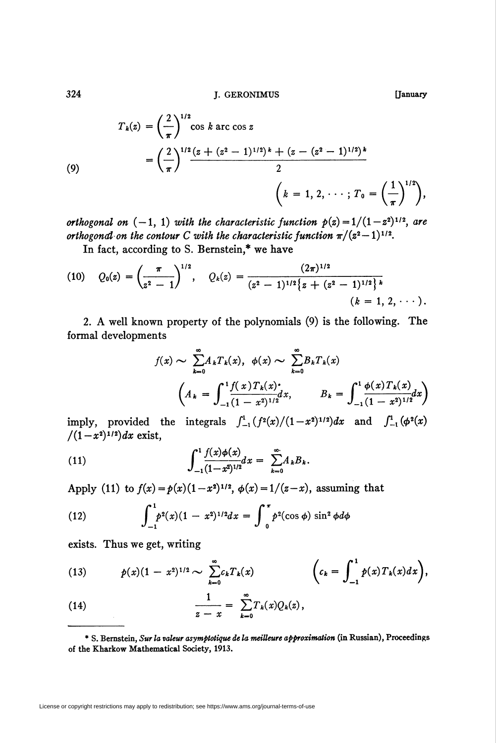$$T_k(z) = \left(\frac{2}{\pi}\right)^{1/2} \cos k \operatorname{arc} \cos z$$

$$(9) \qquad = \left(\frac{2}{\pi}\right)^{1/2} \frac{(z + (z^2 - 1)^{1/2})^k + (z - (z^2 - 1)^{1/2})^k}{2}$$

$$\left(k = 1, 2, \cdots; T_0 = \left(\frac{1}{\pi}\right)^{1/2}\right),$$

*orthogonal on* $(-1, 1)$ *with the characteristic function* $p(z) = 1/(1-z^2)^{1/2}$, *are orthogonal on the contour C with the characteristic function* $\pi/(z^2-1)^{1/2}$.

In fact, according to S. Bernstein,* we have

$$(10) \qquad Q_0(z) = \left(\frac{\pi}{z^2 - 1}\right)^{1/2}, \quad Q_k(z) = \frac{(2\pi)^{1/2}}{(z^2 - 1)^{1/2}\left\{z + (z^2 - 1)^{1/2}\right\}^k} \qquad (k = 1, 2, \cdots).$$

2. A well known property of the polynomials (9) is the following. The formal developments

$$f(x) \sim \sum_{k=0}^{\infty} A_k T_k(x), \quad \phi(x) \sim \sum_{k=0}^{\infty} B_k T_k(x)$$

$$\left(A_k = \int_{-1}^{1} \frac{f(x) T_k(x)}{(1 - x^2)^{1/2}} dx, \qquad B_k = \int_{-1}^{1} \frac{\phi(x) T_k(x)}{(1 - x^2)^{1/2}} dx\right)$$

imply, provided the integrals $\int_{-1}^{1} (f^2(x)/(1-x^2)^{1/2}) dx$ and $\int_{-1}^{1} (\phi^2(x)/(1-x^2)^{1/2}) dx$ exist,

$$(11) \qquad \int_{-1}^{1} \frac{f(x)\phi(x)}{(1-x^2)^{1/2}} dx = \sum_{k=0}^{\infty} A_k B_k.$$

Apply (11) to $f(x) = p(x)(1-x^2)^{1/2}$, $\phi(x) = 1/(z-x)$, assuming that

$$(12) \qquad \int_{-1}^{1} p^2(x)(1 - x^2)^{1/2} dx = \int_{0}^{\pi} p^2(\cos \phi) \sin^2 \phi \, d\phi$$

exists. Thus we get, writing

$$(13) \qquad p(x)(1 - x^2)^{1/2} \sim \sum_{k=0}^{\infty} c_k T_k(x) \qquad \left(c_k = \int_{-1}^{1} p(x) T_k(x) dx\right),$$

$$(14) \qquad \frac{1}{z - x} = \sum_{k=0}^{\infty} T_k(x) Q_k(z),$$

---

\* S. Bernstein, *Sur la valeur asymptotique de la meilleure approximation* (in Russian), Proceedings of the Kharkow Mathematical Society, 1913.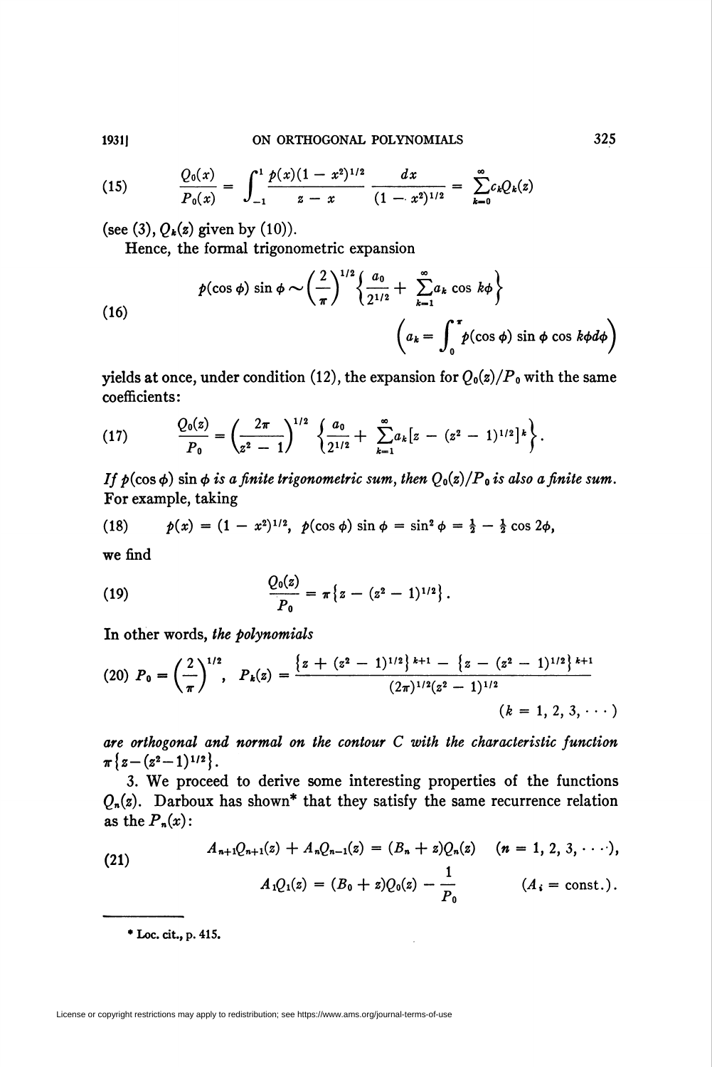$$
(15) \qquad \frac{Q_0(x)}{P_0(x)} = \int_{-1}^{1} \frac{p(x)(1-x^2)^{1/2}}{z-x} \frac{dx}{(1-x^2)^{1/2}} = \sum_{k=0}^{\infty} c_k Q_k(z)
$$

(see (3), $Q_k(z)$ given by (10)).

Hence, the formal trigonometric expansion

$$
(16) \qquad p(\cos\phi)\sin\phi \sim \left(\frac{2}{\pi}\right)^{1/2}\left\{\frac{a_0}{2^{1/2}} + \sum_{k=1}^{\infty} a_k \cos k\phi\right\}
$$

$$
\left(a_k = \int_0^{\pi} p(\cos\phi)\sin\phi\cos k\phi d\phi\right)
$$

yields at once, under condition (12), the expansion for $Q_0(z)/P_0$ with the same coefficients:

$$
(17) \qquad \frac{Q_0(z)}{P_0} = \left(\frac{2\pi}{z^2-1}\right)^{1/2}\left\{\frac{a_0}{2^{1/2}} + \sum_{k=1}^{\infty} a_k[z-(z^2-1)^{1/2}]^k\right\}.
$$

*If $p(\cos\phi)\sin\phi$ is a finite trigonometric sum, then $Q_0(z)/P_0$ is also a finite sum.* For example, taking

$$
(18) \qquad p(x) = (1-x^2)^{1/2}, \quad p(\cos\phi)\sin\phi = \sin^2\phi = \tfrac{1}{2} - \tfrac{1}{2}\cos 2\phi,
$$

we find

$$
(19) \qquad \frac{Q_0(z)}{P_0} = \pi\{z-(z^2-1)^{1/2}\}.
$$

In other words, *the polynomials*

$$
(20) \quad P_0 = \left(\frac{2}{\pi}\right)^{1/2}, \quad P_k(z) = \frac{\{z+(z^2-1)^{1/2}\}^{k+1} - \{z-(z^2-1)^{1/2}\}^{k+1}}{(2\pi)^{1/2}(z^2-1)^{1/2}} \qquad (k = 1, 2, 3, \cdots)
$$

*are orthogonal and normal on the contour C with the characteristic function* $\pi\{z-(z^2-1)^{1/2}\}$.

3. We proceed to derive some interesting properties of the functions $Q_n(z)$. Darboux has shown* that they satisfy the same recurrence relation as the $P_n(x)$:

$$
(21) \qquad \begin{aligned} A_{n+1}Q_{n+1}(z) + A_nQ_{n-1}(z) &= (B_n + z)Q_n(z) \quad (n = 1, 2, 3, \cdots), \\ A_1Q_1(z) &= (B_0 + z)Q_0(z) - \frac{1}{P_0} \qquad (A_i = \text{const.}). \end{aligned}
$$

---

\* Loc. cit., p. 415.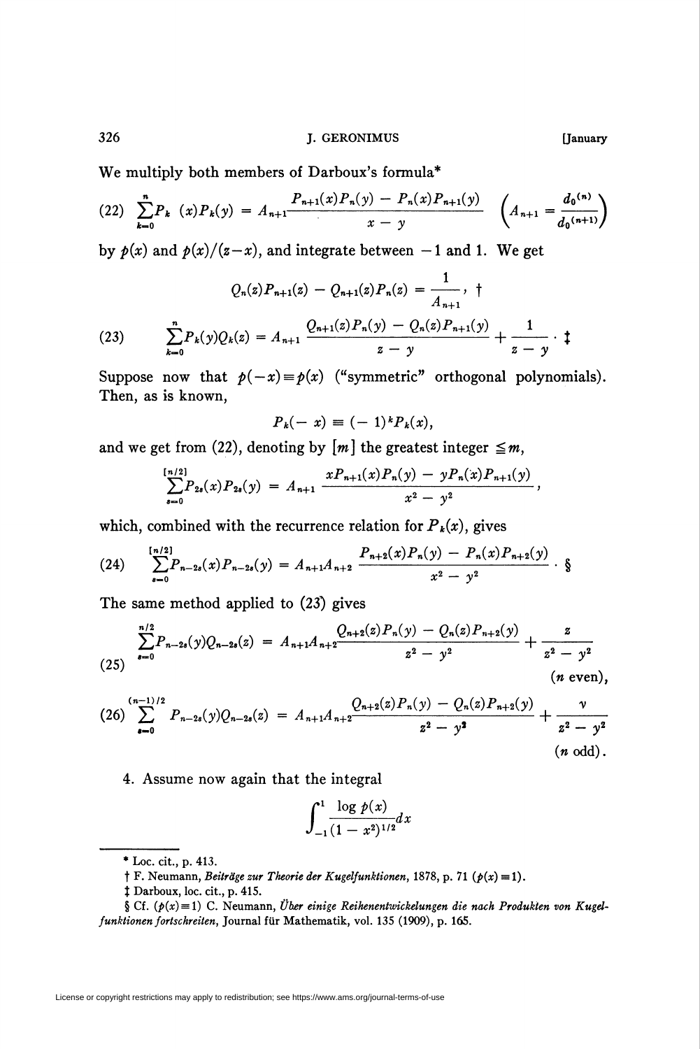We multiply both members of Darboux's formula*

$$(22)\quad \sum_{k=0}^{n} P_k(x)P_k(y) = A_{n+1}\frac{P_{n+1}(x)P_n(y) - P_n(x)P_{n+1}(y)}{x-y} \quad \left(A_{n+1} = \frac{d_0^{(n)}}{d_0^{(n+1)}}\right)$$

by $p(x)$ and $p(x)/(z-x)$, and integrate between $-1$ and 1. We get

$$Q_n(z)P_{n+1}(z) - Q_{n+1}(z)P_n(z) = \frac{1}{A_{n+1}}, \dagger$$

$$(23)\qquad \sum_{k=0}^{n} P_k(y)Q_k(z) = A_{n+1}\frac{Q_{n+1}(z)P_n(y) - Q_n(z)P_{n+1}(y)}{z-y} + \frac{1}{z-y}\cdot \ddagger$$

Suppose now that $p(-x)\equiv p(x)$ ("symmetric" orthogonal polynomials). Then, as is known,

$$P_k(-x) \equiv (-1)^k P_k(x),$$

and we get from (22), denoting by $[m]$ the greatest integer $\leq m$,

$$\sum_{s=0}^{[n/2]} P_{2s}(x)P_{2s}(y) = A_{n+1}\frac{xP_{n+1}(x)P_n(y) - yP_n(x)P_{n+1}(y)}{x^2-y^2},$$

which, combined with the recurrence relation for $P_k(x)$, gives

$$(24)\qquad \sum_{s=0}^{[n/2]} P_{n-2s}(x)P_{n-2s}(y) = A_{n+1}A_{n+2}\frac{P_{n+2}(x)P_n(y) - P_n(x)P_{n+2}(y)}{x^2-y^2}\cdot \S$$

The same method applied to (23) gives

$$(25)\qquad \sum_{s=0}^{n/2} P_{n-2s}(y)Q_{n-2s}(z) = A_{n+1}A_{n+2}\frac{Q_{n+2}(z)P_n(y) - Q_n(z)P_{n+2}(y)}{z^2-y^2} + \frac{z}{z^2-y^2}$$

($n$ even),

$$(26)\qquad \sum_{s=0}^{(n-1)/2} P_{n-2s}(y)Q_{n-2s}(z) = A_{n+1}A_{n+2}\frac{Q_{n+2}(z)P_n(y) - Q_n(z)P_{n+2}(y)}{z^2-y^2} + \frac{y}{z^2-y^2}$$

($n$ odd).

4. Assume now again that the integral

$$\int_{-1}^{1}\frac{\log p(x)}{(1-x^2)^{1/2}}dx$$

---

\* Loc. cit., p. 413.

† F. Neumann, *Beiträge zur Theorie der Kugelfunktionen*, 1878, p. 71 ($p(x)\equiv 1$).

‡ Darboux, loc. cit., p. 415.

§ Cf. ($p(x)\equiv 1$) C. Neumann, *Über einige Reihenentwickelungen die nach Produkten von Kugelfunktionen fortschreiten*, Journal für Mathematik, vol. 135 (1909), p. 165.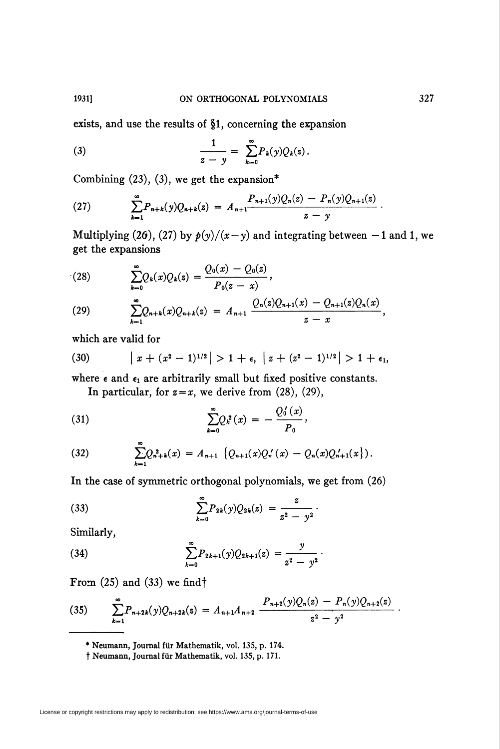exists, and use the results of §1, concerning the expansion

$$\frac{1}{z-y} = \sum_{k=0}^{\infty} P_k(y) Q_k(z). \tag{3}$$

Combining (23), (3), we get the expansion*

$$\sum_{k=1}^{\infty} P_{n+k}(y) Q_{n+k}(z) = A_{n+1} \frac{P_{n+1}(y)Q_n(z) - P_n(y)Q_{n+1}(z)}{z-y}. \tag{27}$$

Multiplying (26), (27) by $p(y)/(x-y)$ and integrating between $-1$ and 1, we get the expansions

$$\sum_{k=0}^{\infty} Q_k(x) Q_k(z) = \frac{Q_0(x) - Q_0(z)}{P_0(z-x)}, \tag{28}$$

$$\sum_{k=1}^{\infty} Q_{n+k}(x) Q_{n+k}(z) = A_{n+1} \frac{Q_n(z)Q_{n+1}(x) - Q_{n+1}(z)Q_n(x)}{z-x}, \tag{29}$$

which are valid for

$$\left| x + (x^2-1)^{1/2} \right| > 1 + \epsilon, \quad \left| z + (z^2-1)^{1/2} \right| > 1 + \epsilon_1, \tag{30}$$

where $\epsilon$ and $\epsilon_1$ are arbitrarily small but fixed positive constants.

In particular, for $z = x$, we derive from (28), (29),

$$\sum_{k=0}^{\infty} Q_k^2(x) = -\frac{Q_0'(x)}{P_0}, \tag{31}$$

$$\sum_{k=1}^{\infty} Q_{n+k}^2(x) = A_{n+1} \left\{ Q_{n+1}(x) Q_n'(x) - Q_n(x) Q_{n+1}'(x) \right\}. \tag{32}$$

In the case of symmetric orthogonal polynomials, we get from (26)

$$\sum_{k=0}^{\infty} P_{2k}(y) Q_{2k}(z) = \frac{z}{z^2 - y^2}. \tag{33}$$

Similarly,

$$\sum_{k=0}^{\infty} P_{2k+1}(y) Q_{2k+1}(z) = \frac{y}{z^2 - y^2}. \tag{34}$$

From (25) and (33) we find†

$$\sum_{k=1}^{\infty} P_{n+2k}(y) Q_{n+2k}(z) = A_{n+1} A_{n+2} \frac{P_{n+2}(y) Q_n(z) - P_n(y) Q_{n+2}(z)}{z^2 - y^2}. \tag{35}$$

---

\* Neumann, Journal für Mathematik, vol. 135, p. 174.

† Neumann, Journal für Mathematik, vol. 135, p. 171.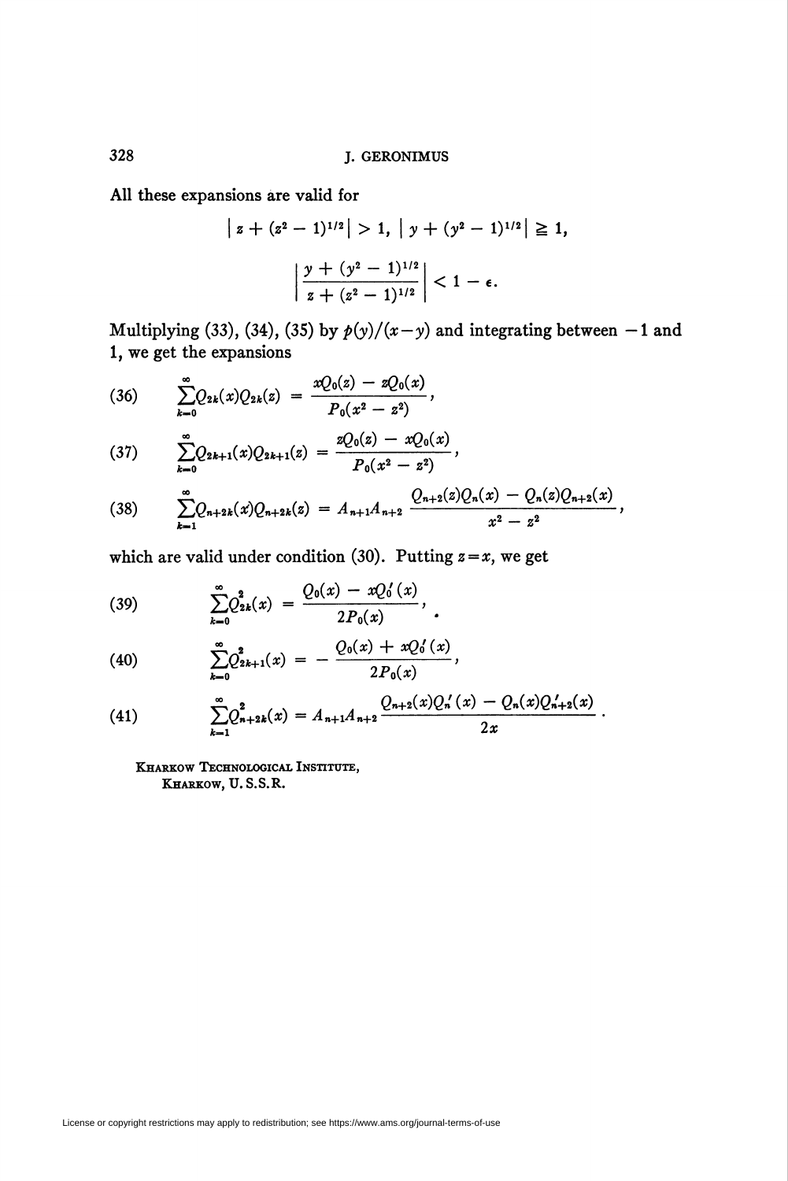All these expansions are valid for

$$|z + (z^2 - 1)^{1/2}| > 1, \ |y + (y^2 - 1)^{1/2}| \geqq 1,$$

$$\left| \frac{y + (y^2 - 1)^{1/2}}{z + (z^2 - 1)^{1/2}} \right| < 1 - \epsilon.$$

Multiplying (33), (34), (35) by $p(y)/(x-y)$ and integrating between $-1$ and 1, we get the expansions

$$\sum_{k=0}^{\infty} Q_{2k}(x)Q_{2k}(z) = \frac{xQ_0(z) - zQ_0(x)}{P_0(x^2 - z^2)}, \tag{36}$$

$$\sum_{k=0}^{\infty} Q_{2k+1}(x)Q_{2k+1}(z) = \frac{zQ_0(z) - xQ_0(x)}{P_0(x^2 - z^2)}, \tag{37}$$

$$\sum_{k=1}^{\infty} Q_{n+2k}(x)Q_{n+2k}(z) = A_{n+1}A_{n+2} \frac{Q_{n+2}(z)Q_n(x) - Q_n(z)Q_{n+2}(x)}{x^2 - z^2}, \tag{38}$$

which are valid under condition (30). Putting $z = x$, we get

$$\sum_{k=0}^{\infty} Q_{2k}^2(x) = \frac{Q_0(x) - xQ_0'(x)}{2P_0(x)}, \tag{39}$$

$$\sum_{k=0}^{\infty} Q_{2k+1}^2(x) = -\frac{Q_0(x) + xQ_0'(x)}{2P_0(x)}, \tag{40}$$

$$\sum_{k=1}^{\infty} Q_{n+2k}^2(x) = A_{n+1}A_{n+2} \frac{Q_{n+2}(x)Q_n'(x) - Q_n(x)Q_{n+2}'(x)}{2x}. \tag{41}$$

Kharkow Technological Institute,
Kharkow, U.S.S.R.